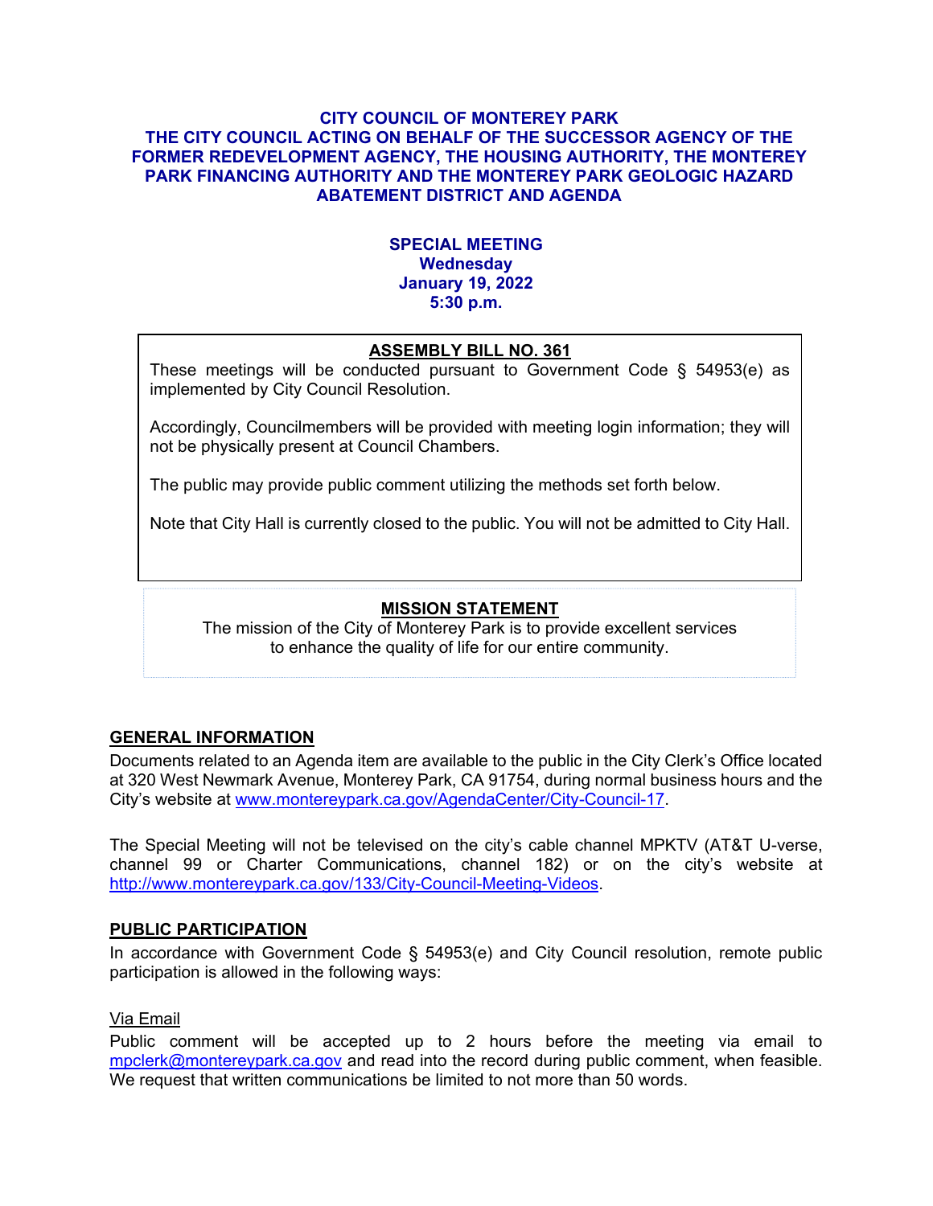# CITY COUNCIL OF MONTEREY PARK
# THE CITY COUNCIL ACTING ON BEHALF OF THE SUCCESSOR AGENCY OF THE FORMER REDEVELOPMENT AGENCY, THE HOUSING AUTHORITY, THE MONTEREY PARK FINANCING AUTHORITY AND THE MONTEREY PARK GEOLOGIC HAZARD ABATEMENT DISTRICT AND AGENDA

**SPECIAL MEETING**
**Wednesday**
**January 19, 2022**
**5:30 p.m.**

**ASSEMBLY BILL NO. 361**

These meetings will be conducted pursuant to Government Code § 54953(e) as implemented by City Council Resolution.

Accordingly, Councilmembers will be provided with meeting login information; they will not be physically present at Council Chambers.

The public may provide public comment utilizing the methods set forth below.

Note that City Hall is currently closed to the public. You will not be admitted to City Hall.

**MISSION STATEMENT**

The mission of the City of Monterey Park is to provide excellent services to enhance the quality of life for our entire community.

## GENERAL INFORMATION

Documents related to an Agenda item are available to the public in the City Clerk's Office located at 320 West Newmark Avenue, Monterey Park, CA 91754, during normal business hours and the City's website at www.montereypark.ca.gov/AgendaCenter/City-Council-17.

The Special Meeting will not be televised on the city's cable channel MPKTV (AT&T U-verse, channel 99 or Charter Communications, channel 182) or on the city's website at http://www.montereypark.ca.gov/133/City-Council-Meeting-Videos.

## PUBLIC PARTICIPATION

In accordance with Government Code § 54953(e) and City Council resolution, remote public participation is allowed in the following ways:

Via Email

Public comment will be accepted up to 2 hours before the meeting via email to mpclerk@montereypark.ca.gov and read into the record during public comment, when feasible. We request that written communications be limited to not more than 50 words.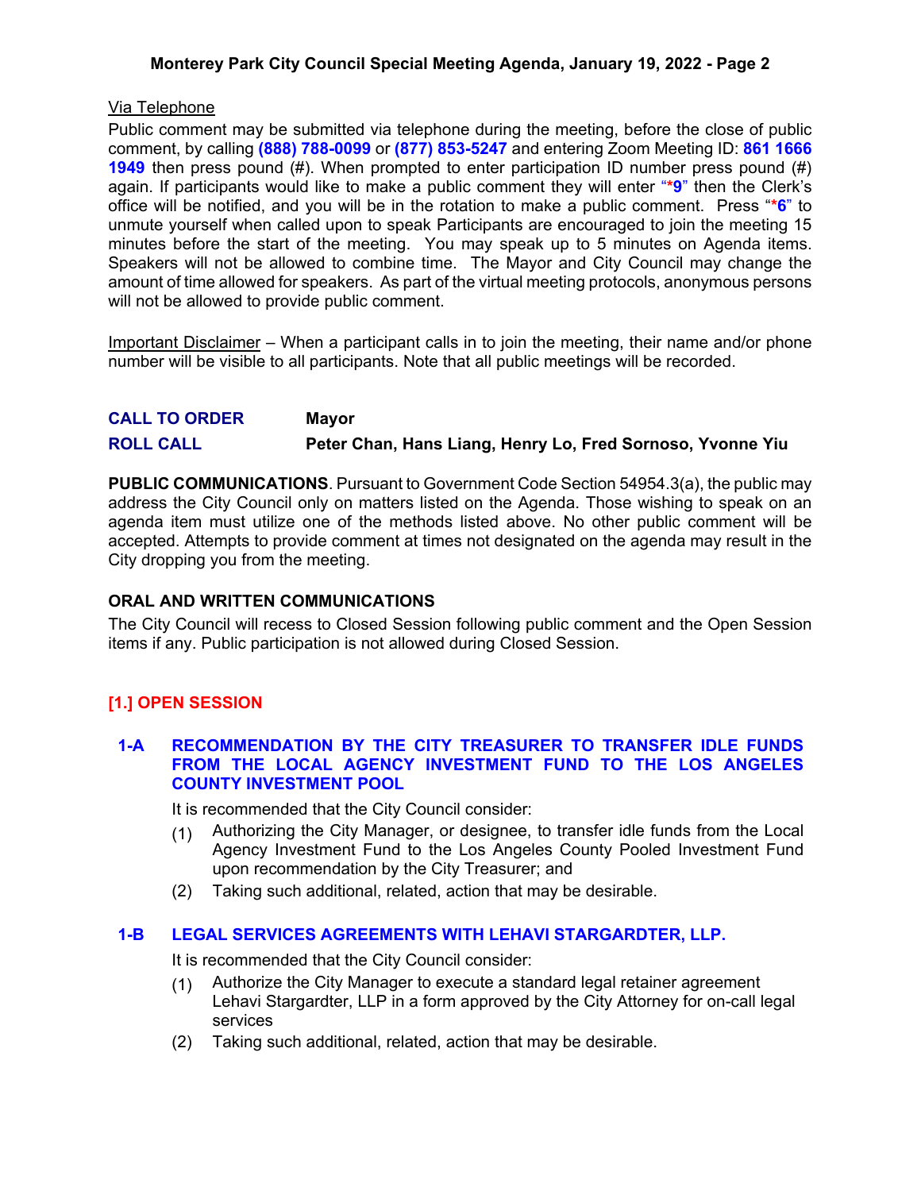Via Telephone

Public comment may be submitted via telephone during the meeting, before the close of public comment, by calling **(888) 788-0099** or **(877) 853-5247** and entering Zoom Meeting ID: **861 1666 1949** then press pound (#). When prompted to enter participation ID number press pound (#) again. If participants would like to make a public comment they will enter "**\*9**" then the Clerk's office will be notified, and you will be in the rotation to make a public comment. Press "**\*6**" to unmute yourself when called upon to speak Participants are encouraged to join the meeting 15 minutes before the start of the meeting. You may speak up to 5 minutes on Agenda items. Speakers will not be allowed to combine time. The Mayor and City Council may change the amount of time allowed for speakers. As part of the virtual meeting protocols, anonymous persons will not be allowed to provide public comment.

Important Disclaimer – When a participant calls in to join the meeting, their name and/or phone number will be visible to all participants. Note that all public meetings will be recorded.

**CALL TO ORDER** **Mayor**

**ROLL CALL** **Peter Chan, Hans Liang, Henry Lo, Fred Sornoso, Yvonne Yiu**

**PUBLIC COMMUNICATIONS**. Pursuant to Government Code Section 54954.3(a), the public may address the City Council only on matters listed on the Agenda. Those wishing to speak on an agenda item must utilize one of the methods listed above. No other public comment will be accepted. Attempts to provide comment at times not designated on the agenda may result in the City dropping you from the meeting.

**ORAL AND WRITTEN COMMUNICATIONS**

The City Council will recess to Closed Session following public comment and the Open Session items if any. Public participation is not allowed during Closed Session.

## [1.] OPEN SESSION

### 1-A RECOMMENDATION BY THE CITY TREASURER TO TRANSFER IDLE FUNDS FROM THE LOCAL AGENCY INVESTMENT FUND TO THE LOS ANGELES COUNTY INVESTMENT POOL

It is recommended that the City Council consider:

(1) Authorizing the City Manager, or designee, to transfer idle funds from the Local Agency Investment Fund to the Los Angeles County Pooled Investment Fund upon recommendation by the City Treasurer; and

(2) Taking such additional, related, action that may be desirable.

### 1-B LEGAL SERVICES AGREEMENTS WITH LEHAVI STARGARDTER, LLP.

It is recommended that the City Council consider:

(1) Authorize the City Manager to execute a standard legal retainer agreement Lehavi Stargardter, LLP in a form approved by the City Attorney for on-call legal services

(2) Taking such additional, related, action that may be desirable.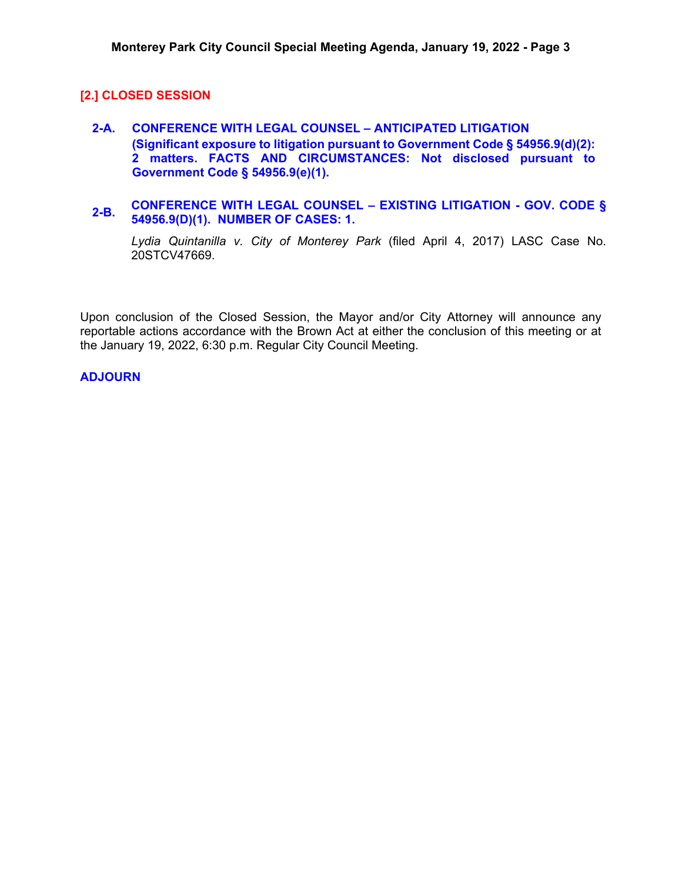## [2.] CLOSED SESSION

**2-A. CONFERENCE WITH LEGAL COUNSEL – ANTICIPATED LITIGATION (Significant exposure to litigation pursuant to Government Code § 54956.9(d)(2): 2 matters. FACTS AND CIRCUMSTANCES: Not disclosed pursuant to Government Code § 54956.9(e)(1).**

**2-B. CONFERENCE WITH LEGAL COUNSEL – EXISTING LITIGATION - GOV. CODE § 54956.9(D)(1). NUMBER OF CASES: 1.**

*Lydia Quintanilla v. City of Monterey Park* (filed April 4, 2017) LASC Case No. 20STCV47669.

Upon conclusion of the Closed Session, the Mayor and/or City Attorney will announce any reportable actions accordance with the Brown Act at either the conclusion of this meeting or at the January 19, 2022, 6:30 p.m. Regular City Council Meeting.

**ADJOURN**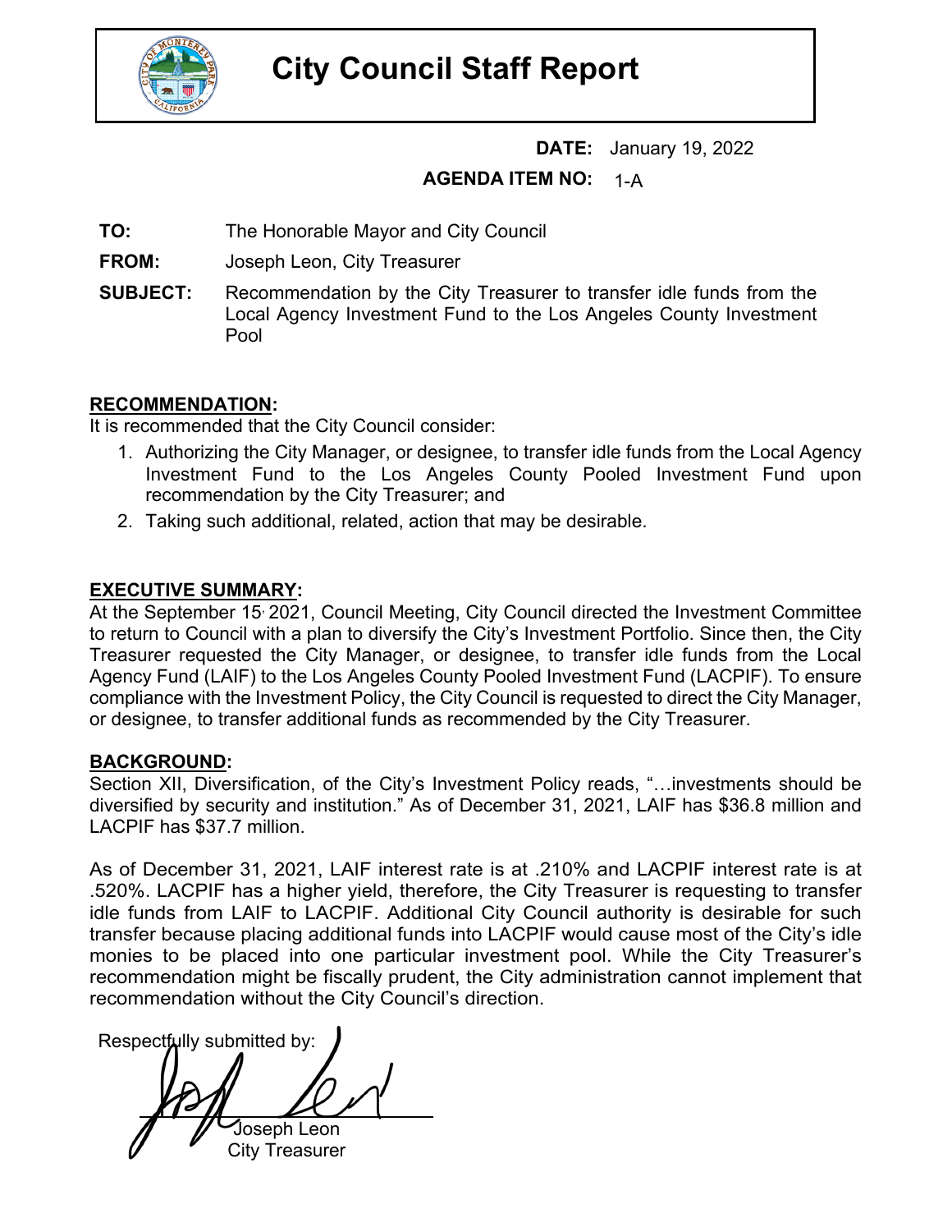# City Council Staff Report

**DATE:** January 19, 2022

**AGENDA ITEM NO:** 1-A

**TO:** The Honorable Mayor and City Council

**FROM:** Joseph Leon, City Treasurer

**SUBJECT:** Recommendation by the City Treasurer to transfer idle funds from the Local Agency Investment Fund to the Los Angeles County Investment Pool

**RECOMMENDATION:**

It is recommended that the City Council consider:

1. Authorizing the City Manager, or designee, to transfer idle funds from the Local Agency Investment Fund to the Los Angeles County Pooled Investment Fund upon recommendation by the City Treasurer; and
2. Taking such additional, related, action that may be desirable.

**EXECUTIVE SUMMARY:**

At the September 15, 2021, Council Meeting, City Council directed the Investment Committee to return to Council with a plan to diversify the City's Investment Portfolio. Since then, the City Treasurer requested the City Manager, or designee, to transfer idle funds from the Local Agency Fund (LAIF) to the Los Angeles County Pooled Investment Fund (LACPIF). To ensure compliance with the Investment Policy, the City Council is requested to direct the City Manager, or designee, to transfer additional funds as recommended by the City Treasurer.

**BACKGROUND:**

Section XII, Diversification, of the City's Investment Policy reads, "…investments should be diversified by security and institution." As of December 31, 2021, LAIF has $36.8 million and LACPIF has $37.7 million.

As of December 31, 2021, LAIF interest rate is at .210% and LACPIF interest rate is at .520%. LACPIF has a higher yield, therefore, the City Treasurer is requesting to transfer idle funds from LAIF to LACPIF. Additional City Council authority is desirable for such transfer because placing additional funds into LACPIF would cause most of the City's idle monies to be placed into one particular investment pool. While the City Treasurer's recommendation might be fiscally prudent, the City administration cannot implement that recommendation without the City Council's direction.

Respectfully submitted by:

Joseph Leon
City Treasurer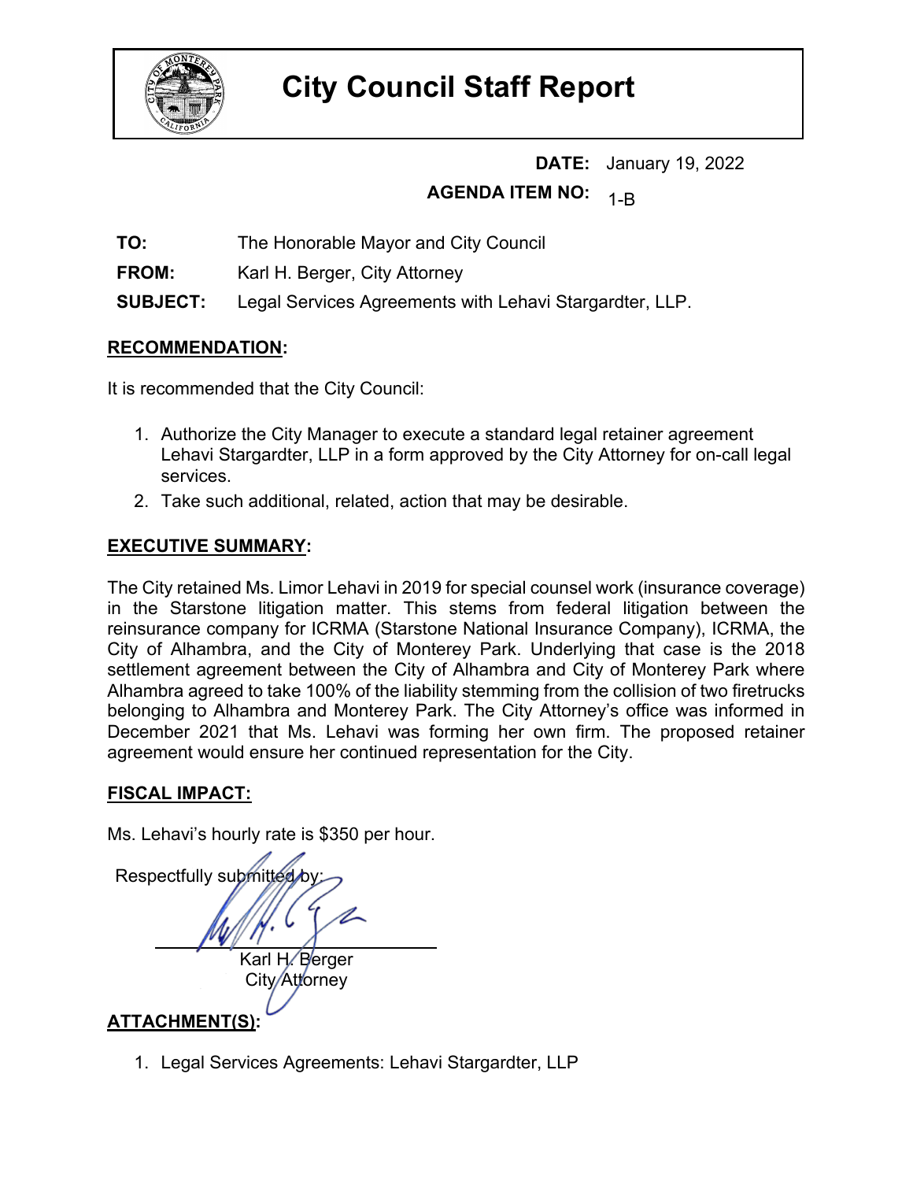# City Council Staff Report

**DATE:** January 19, 2022

**AGENDA ITEM NO:** 1-B

**TO:** The Honorable Mayor and City Council

**FROM:** Karl H. Berger, City Attorney

**SUBJECT:** Legal Services Agreements with Lehavi Stargardter, LLP.

## RECOMMENDATION:

It is recommended that the City Council:

1. Authorize the City Manager to execute a standard legal retainer agreement Lehavi Stargardter, LLP in a form approved by the City Attorney for on-call legal services.
2. Take such additional, related, action that may be desirable.

## EXECUTIVE SUMMARY:

The City retained Ms. Limor Lehavi in 2019 for special counsel work (insurance coverage) in the Starstone litigation matter. This stems from federal litigation between the reinsurance company for ICRMA (Starstone National Insurance Company), ICRMA, the City of Alhambra, and the City of Monterey Park. Underlying that case is the 2018 settlement agreement between the City of Alhambra and City of Monterey Park where Alhambra agreed to take 100% of the liability stemming from the collision of two firetrucks belonging to Alhambra and Monterey Park. The City Attorney's office was informed in December 2021 that Ms. Lehavi was forming her own firm. The proposed retainer agreement would ensure her continued representation for the City.

## FISCAL IMPACT:

Ms. Lehavi's hourly rate is $350 per hour.

Respectfully submitted by:

Karl H. Berger
City Attorney

## ATTACHMENT(S):

1. Legal Services Agreements: Lehavi Stargardter, LLP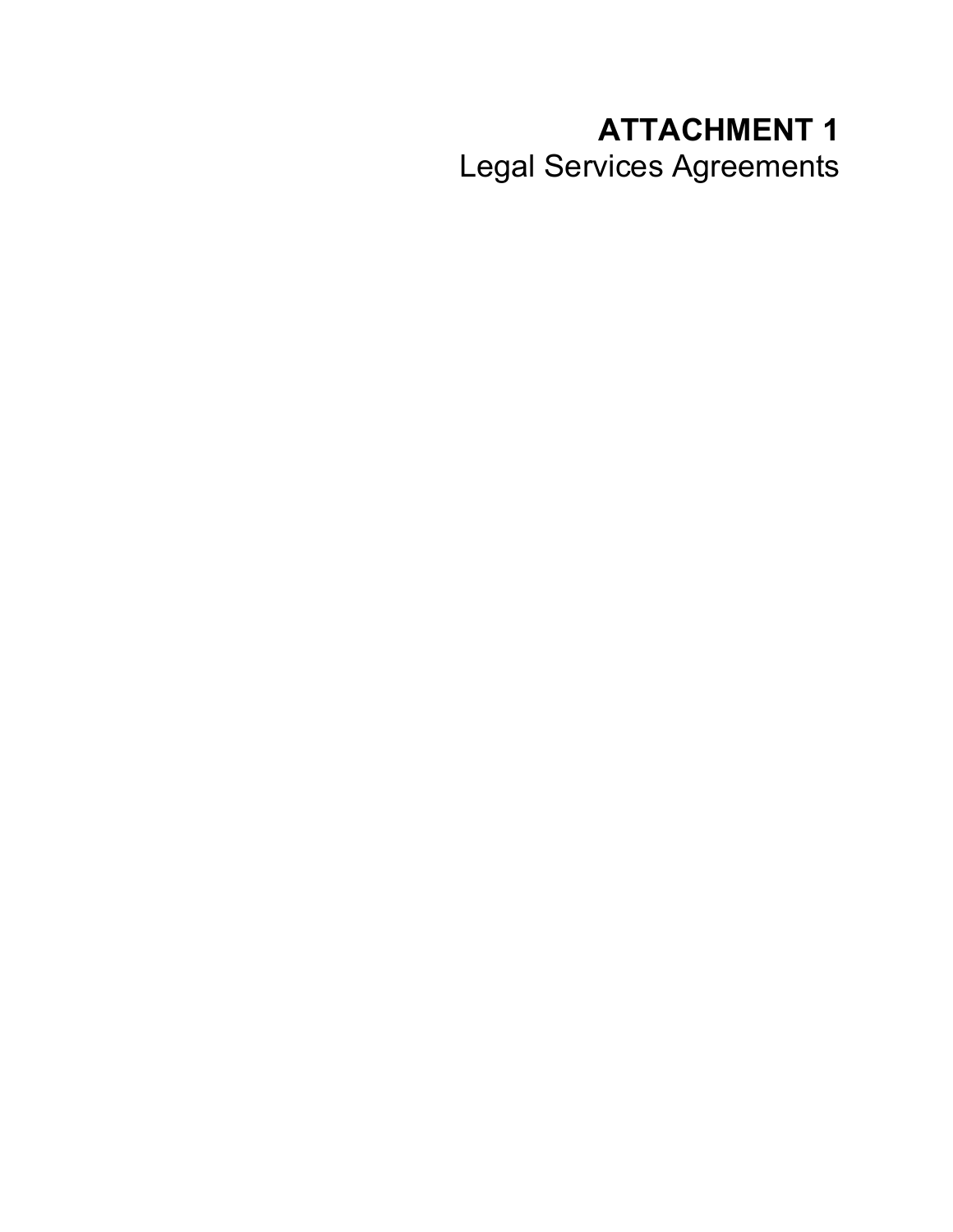# ATTACHMENT 1

Legal Services Agreements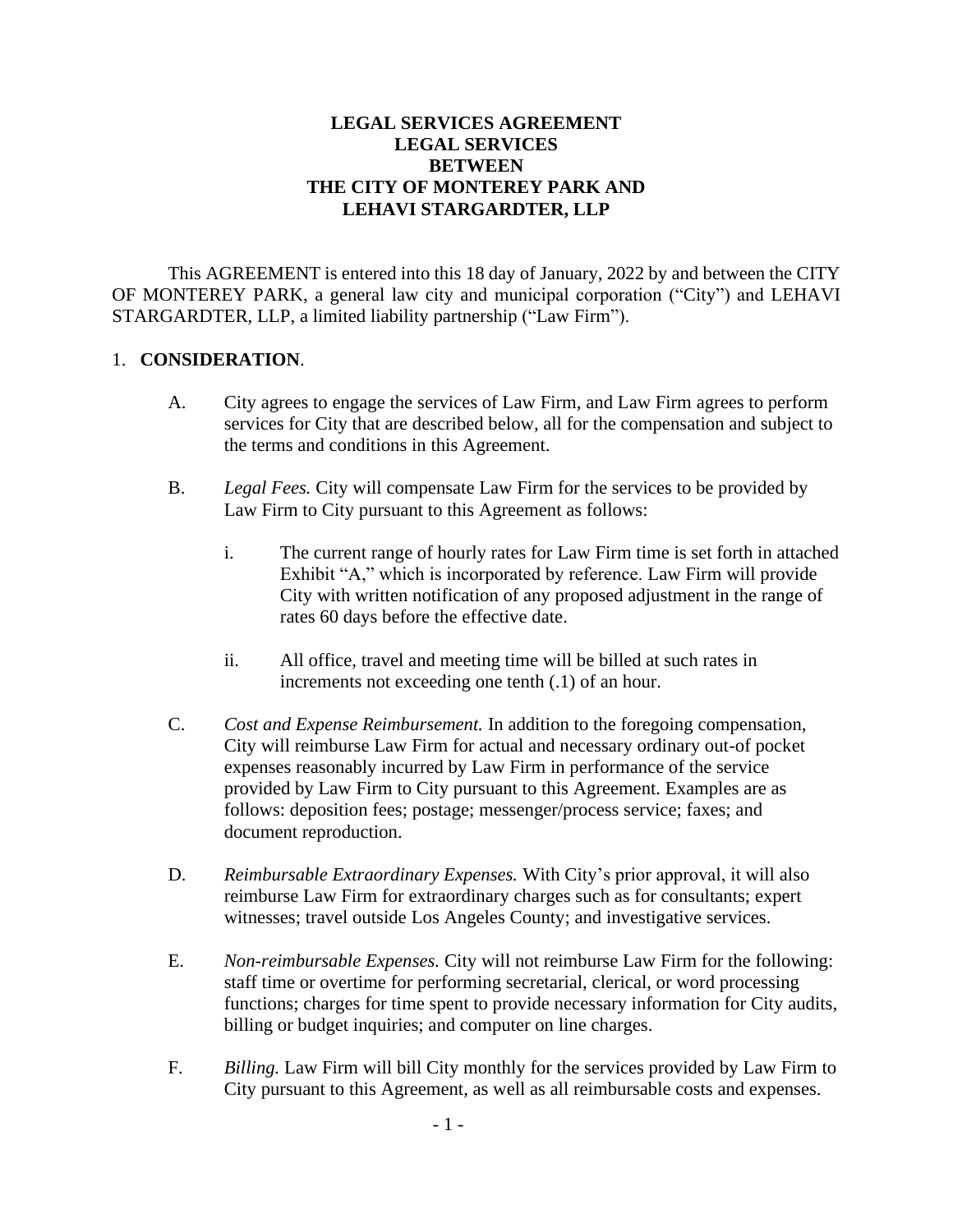**LEGAL SERVICES AGREEMENT**
**LEGAL SERVICES**
**BETWEEN**
**THE CITY OF MONTEREY PARK AND**
**LEHAVI STARGARDTER, LLP**

This AGREEMENT is entered into this 18 day of January, 2022 by and between the CITY OF MONTEREY PARK, a general law city and municipal corporation ("City") and LEHAVI STARGARDTER, LLP, a limited liability partnership ("Law Firm").

1. **CONSIDERATION**.

   A. City agrees to engage the services of Law Firm, and Law Firm agrees to perform services for City that are described below, all for the compensation and subject to the terms and conditions in this Agreement.

   B. *Legal Fees.* City will compensate Law Firm for the services to be provided by Law Firm to City pursuant to this Agreement as follows:

      i. The current range of hourly rates for Law Firm time is set forth in attached Exhibit "A," which is incorporated by reference. Law Firm will provide City with written notification of any proposed adjustment in the range of rates 60 days before the effective date.

      ii. All office, travel and meeting time will be billed at such rates in increments not exceeding one tenth (.1) of an hour.

   C. *Cost and Expense Reimbursement.* In addition to the foregoing compensation, City will reimburse Law Firm for actual and necessary ordinary out-of pocket expenses reasonably incurred by Law Firm in performance of the service provided by Law Firm to City pursuant to this Agreement. Examples are as follows: deposition fees; postage; messenger/process service; faxes; and document reproduction.

   D. *Reimbursable Extraordinary Expenses.* With City's prior approval, it will also reimburse Law Firm for extraordinary charges such as for consultants; expert witnesses; travel outside Los Angeles County; and investigative services.

   E. *Non-reimbursable Expenses.* City will not reimburse Law Firm for the following: staff time or overtime for performing secretarial, clerical, or word processing functions; charges for time spent to provide necessary information for City audits, billing or budget inquiries; and computer on line charges.

   F. *Billing.* Law Firm will bill City monthly for the services provided by Law Firm to City pursuant to this Agreement, as well as all reimbursable costs and expenses.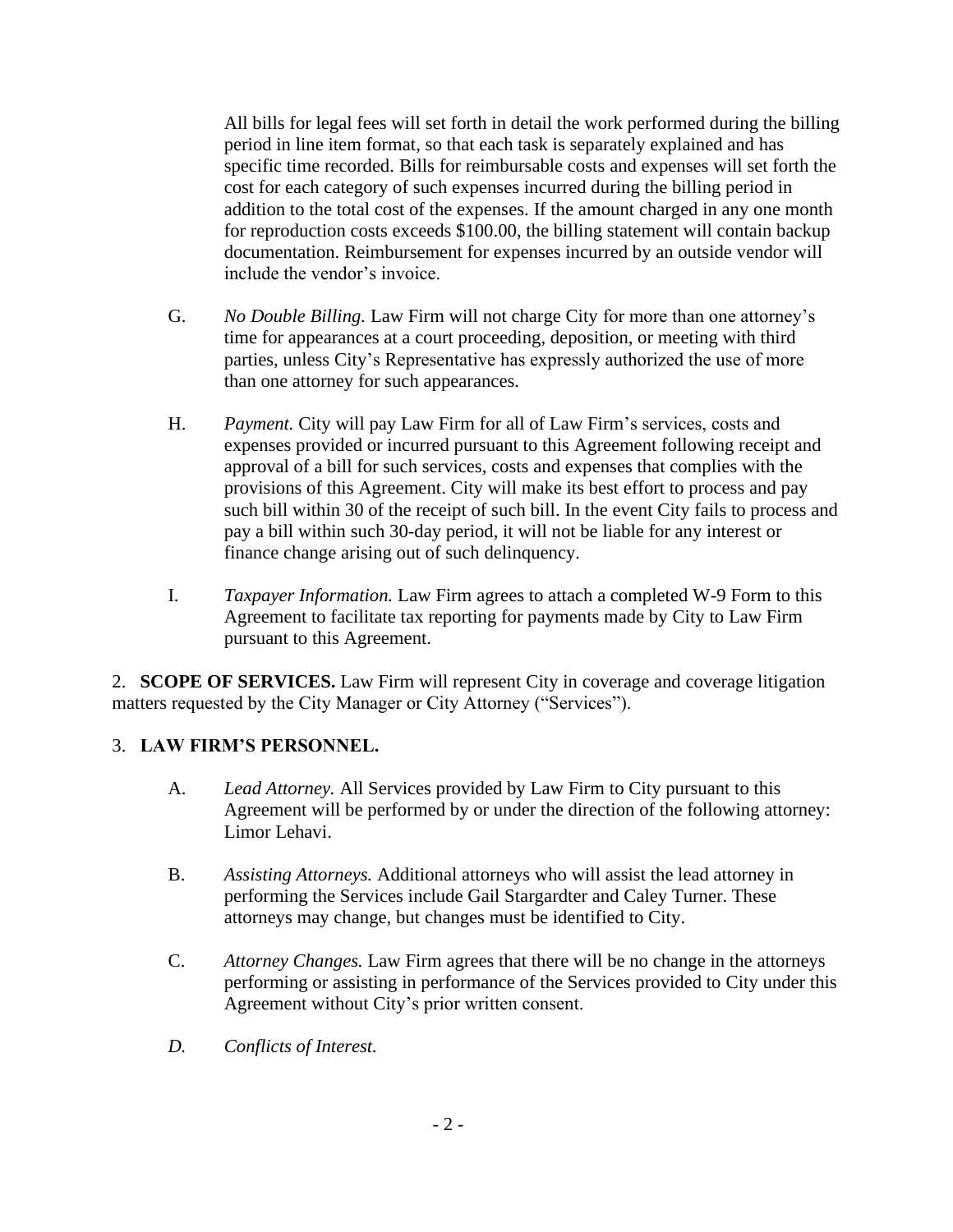All bills for legal fees will set forth in detail the work performed during the billing period in line item format, so that each task is separately explained and has specific time recorded. Bills for reimbursable costs and expenses will set forth the cost for each category of such expenses incurred during the billing period in addition to the total cost of the expenses. If the amount charged in any one month for reproduction costs exceeds $100.00, the billing statement will contain backup documentation. Reimbursement for expenses incurred by an outside vendor will include the vendor's invoice.

G. *No Double Billing.* Law Firm will not charge City for more than one attorney's time for appearances at a court proceeding, deposition, or meeting with third parties, unless City's Representative has expressly authorized the use of more than one attorney for such appearances.

H. *Payment.* City will pay Law Firm for all of Law Firm's services, costs and expenses provided or incurred pursuant to this Agreement following receipt and approval of a bill for such services, costs and expenses that complies with the provisions of this Agreement. City will make its best effort to process and pay such bill within 30 of the receipt of such bill. In the event City fails to process and pay a bill within such 30-day period, it will not be liable for any interest or finance change arising out of such delinquency.

I. *Taxpayer Information.* Law Firm agrees to attach a completed W-9 Form to this Agreement to facilitate tax reporting for payments made by City to Law Firm pursuant to this Agreement.

2. **SCOPE OF SERVICES.** Law Firm will represent City in coverage and coverage litigation matters requested by the City Manager or City Attorney ("Services").

3. **LAW FIRM'S PERSONNEL.**

A. *Lead Attorney.* All Services provided by Law Firm to City pursuant to this Agreement will be performed by or under the direction of the following attorney: Limor Lehavi.

B. *Assisting Attorneys.* Additional attorneys who will assist the lead attorney in performing the Services include Gail Stargardter and Caley Turner. These attorneys may change, but changes must be identified to City.

C. *Attorney Changes.* Law Firm agrees that there will be no change in the attorneys performing or assisting in performance of the Services provided to City under this Agreement without City's prior written consent.

*D. Conflicts of Interest.*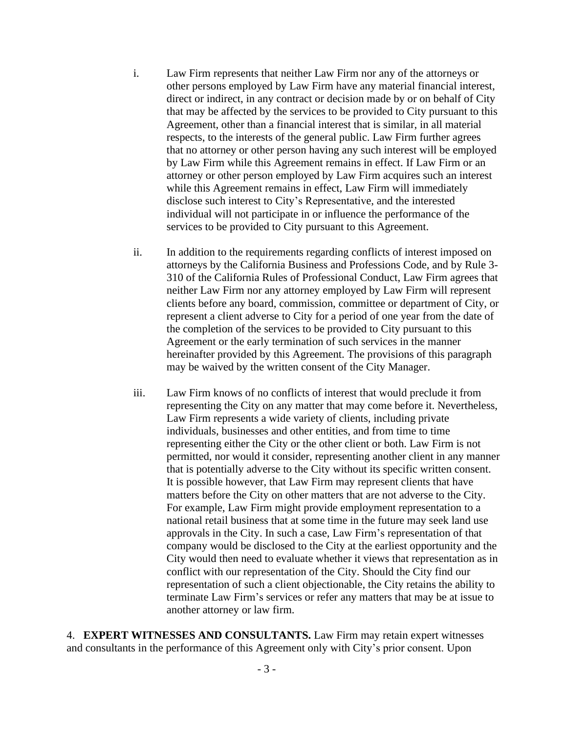i. Law Firm represents that neither Law Firm nor any of the attorneys or other persons employed by Law Firm have any material financial interest, direct or indirect, in any contract or decision made by or on behalf of City that may be affected by the services to be provided to City pursuant to this Agreement, other than a financial interest that is similar, in all material respects, to the interests of the general public. Law Firm further agrees that no attorney or other person having any such interest will be employed by Law Firm while this Agreement remains in effect. If Law Firm or an attorney or other person employed by Law Firm acquires such an interest while this Agreement remains in effect, Law Firm will immediately disclose such interest to City's Representative, and the interested individual will not participate in or influence the performance of the services to be provided to City pursuant to this Agreement.

ii. In addition to the requirements regarding conflicts of interest imposed on attorneys by the California Business and Professions Code, and by Rule 3-310 of the California Rules of Professional Conduct, Law Firm agrees that neither Law Firm nor any attorney employed by Law Firm will represent clients before any board, commission, committee or department of City, or represent a client adverse to City for a period of one year from the date of the completion of the services to be provided to City pursuant to this Agreement or the early termination of such services in the manner hereinafter provided by this Agreement. The provisions of this paragraph may be waived by the written consent of the City Manager.

iii. Law Firm knows of no conflicts of interest that would preclude it from representing the City on any matter that may come before it. Nevertheless, Law Firm represents a wide variety of clients, including private individuals, businesses and other entities, and from time to time representing either the City or the other client or both. Law Firm is not permitted, nor would it consider, representing another client in any manner that is potentially adverse to the City without its specific written consent. It is possible however, that Law Firm may represent clients that have matters before the City on other matters that are not adverse to the City. For example, Law Firm might provide employment representation to a national retail business that at some time in the future may seek land use approvals in the City. In such a case, Law Firm's representation of that company would be disclosed to the City at the earliest opportunity and the City would then need to evaluate whether it views that representation as in conflict with our representation of the City. Should the City find our representation of such a client objectionable, the City retains the ability to terminate Law Firm's services or refer any matters that may be at issue to another attorney or law firm.

4. **EXPERT WITNESSES AND CONSULTANTS.** Law Firm may retain expert witnesses and consultants in the performance of this Agreement only with City's prior consent. Upon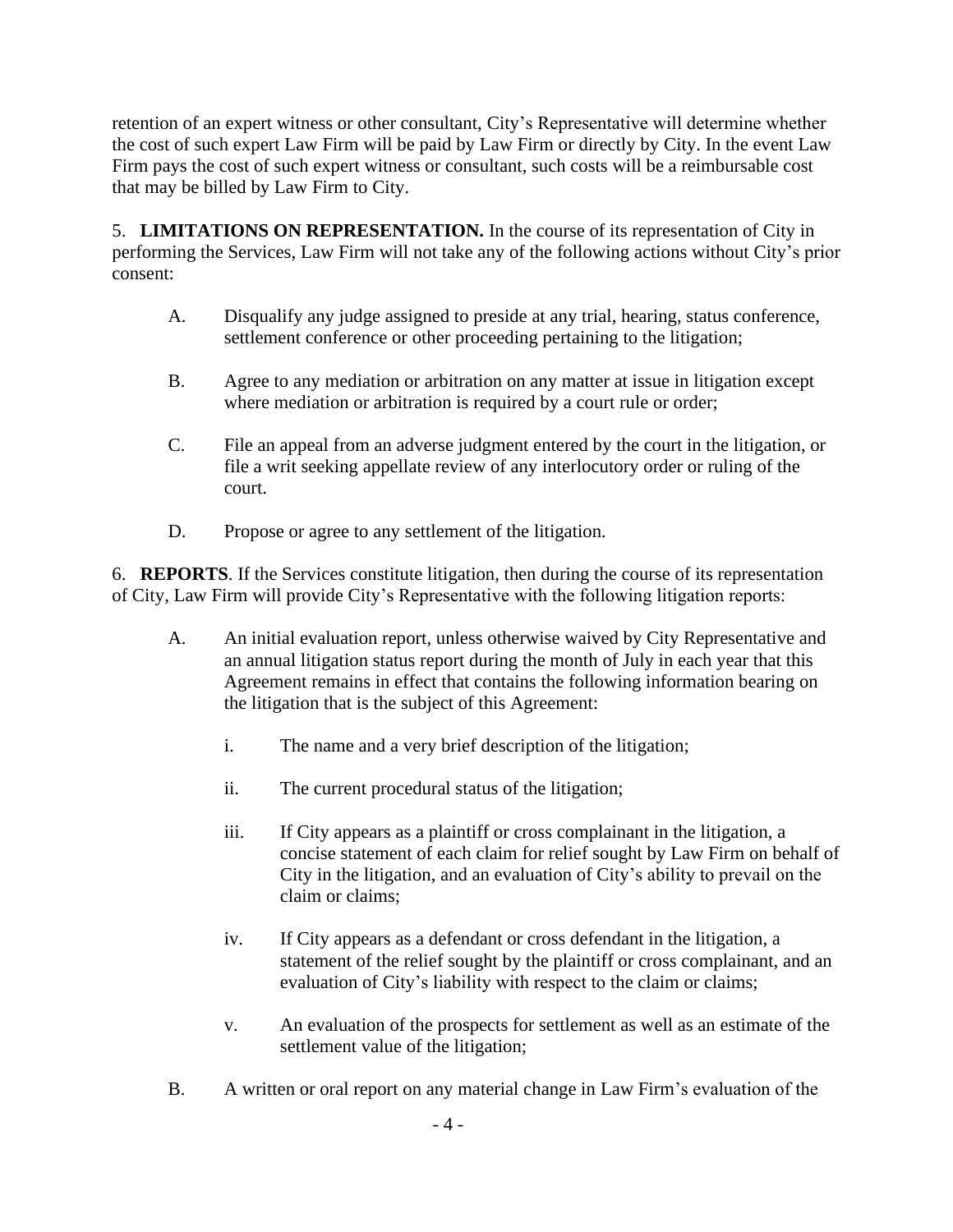retention of an expert witness or other consultant, City's Representative will determine whether the cost of such expert Law Firm will be paid by Law Firm or directly by City. In the event Law Firm pays the cost of such expert witness or consultant, such costs will be a reimbursable cost that may be billed by Law Firm to City.

5. **LIMITATIONS ON REPRESENTATION.** In the course of its representation of City in performing the Services, Law Firm will not take any of the following actions without City's prior consent:

A. Disqualify any judge assigned to preside at any trial, hearing, status conference, settlement conference or other proceeding pertaining to the litigation;

B. Agree to any mediation or arbitration on any matter at issue in litigation except where mediation or arbitration is required by a court rule or order;

C. File an appeal from an adverse judgment entered by the court in the litigation, or file a writ seeking appellate review of any interlocutory order or ruling of the court.

D. Propose or agree to any settlement of the litigation.

6. **REPORTS**. If the Services constitute litigation, then during the course of its representation of City, Law Firm will provide City's Representative with the following litigation reports:

A. An initial evaluation report, unless otherwise waived by City Representative and an annual litigation status report during the month of July in each year that this Agreement remains in effect that contains the following information bearing on the litigation that is the subject of this Agreement:

i. The name and a very brief description of the litigation;

ii. The current procedural status of the litigation;

iii. If City appears as a plaintiff or cross complainant in the litigation, a concise statement of each claim for relief sought by Law Firm on behalf of City in the litigation, and an evaluation of City's ability to prevail on the claim or claims;

iv. If City appears as a defendant or cross defendant in the litigation, a statement of the relief sought by the plaintiff or cross complainant, and an evaluation of City's liability with respect to the claim or claims;

v. An evaluation of the prospects for settlement as well as an estimate of the settlement value of the litigation;

B. A written or oral report on any material change in Law Firm's evaluation of the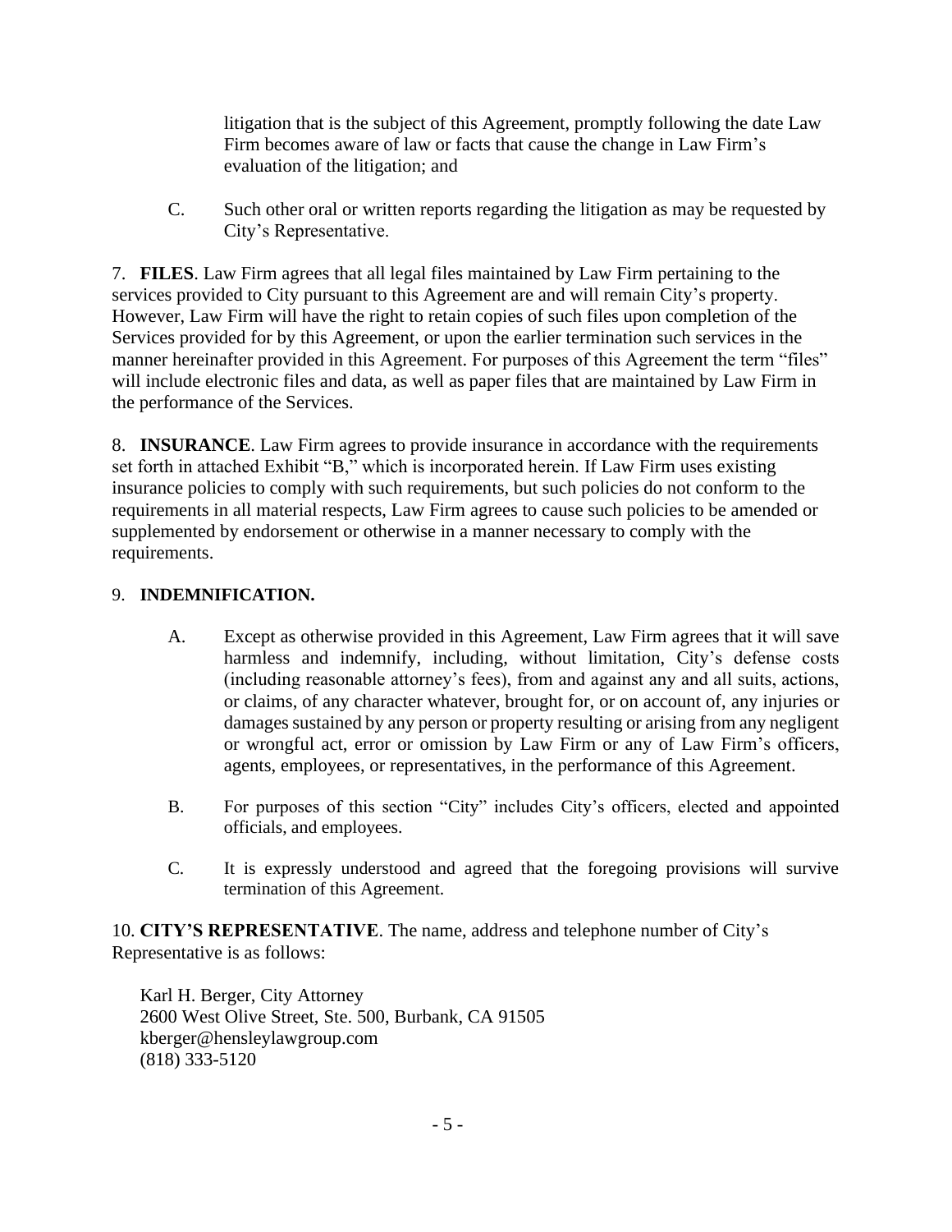litigation that is the subject of this Agreement, promptly following the date Law Firm becomes aware of law or facts that cause the change in Law Firm's evaluation of the litigation; and

C. Such other oral or written reports regarding the litigation as may be requested by City's Representative.

7. **FILES**. Law Firm agrees that all legal files maintained by Law Firm pertaining to the services provided to City pursuant to this Agreement are and will remain City's property. However, Law Firm will have the right to retain copies of such files upon completion of the Services provided for by this Agreement, or upon the earlier termination such services in the manner hereinafter provided in this Agreement. For purposes of this Agreement the term "files" will include electronic files and data, as well as paper files that are maintained by Law Firm in the performance of the Services.

8. **INSURANCE**. Law Firm agrees to provide insurance in accordance with the requirements set forth in attached Exhibit "B," which is incorporated herein. If Law Firm uses existing insurance policies to comply with such requirements, but such policies do not conform to the requirements in all material respects, Law Firm agrees to cause such policies to be amended or supplemented by endorsement or otherwise in a manner necessary to comply with the requirements.

9. **INDEMNIFICATION.**

A. Except as otherwise provided in this Agreement, Law Firm agrees that it will save harmless and indemnify, including, without limitation, City's defense costs (including reasonable attorney's fees), from and against any and all suits, actions, or claims, of any character whatever, brought for, or on account of, any injuries or damages sustained by any person or property resulting or arising from any negligent or wrongful act, error or omission by Law Firm or any of Law Firm's officers, agents, employees, or representatives, in the performance of this Agreement.

B. For purposes of this section "City" includes City's officers, elected and appointed officials, and employees.

C. It is expressly understood and agreed that the foregoing provisions will survive termination of this Agreement.

10. **CITY'S REPRESENTATIVE**. The name, address and telephone number of City's Representative is as follows:

Karl H. Berger, City Attorney
2600 West Olive Street, Ste. 500, Burbank, CA 91505
kberger@hensleylawgroup.com
(818) 333-5120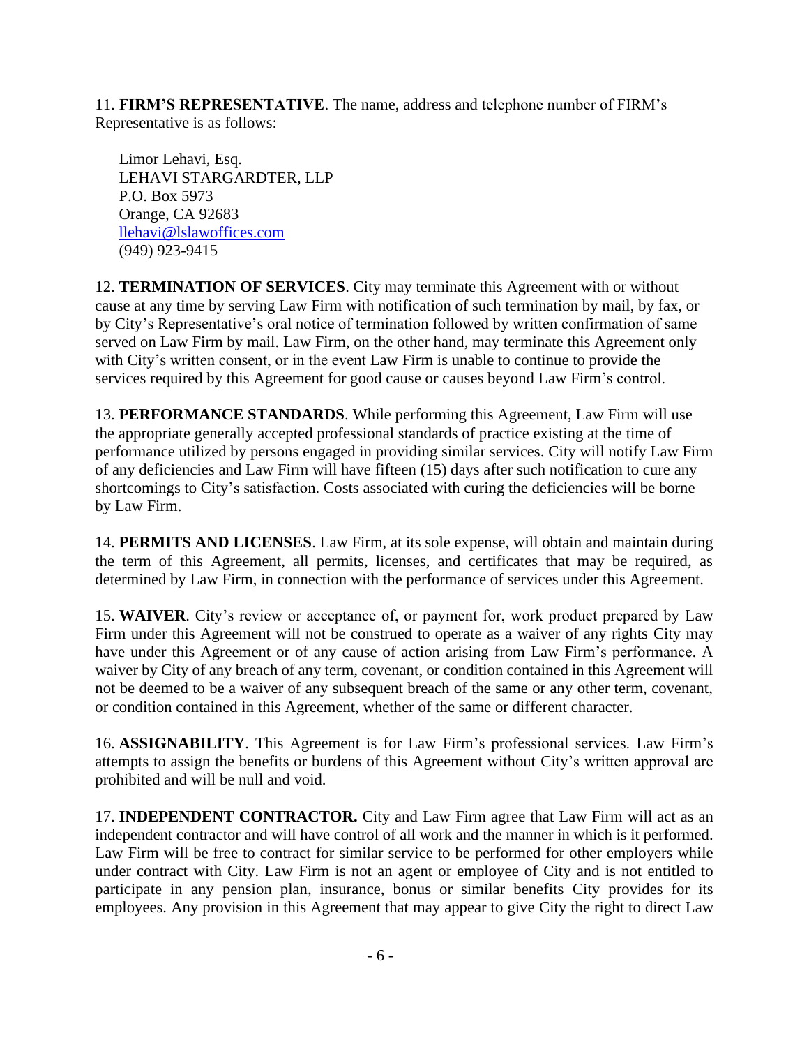11. **FIRM'S REPRESENTATIVE**. The name, address and telephone number of FIRM's Representative is as follows:

Limor Lehavi, Esq.
LEHAVI STARGARDTER, LLP
P.O. Box 5973
Orange, CA 92683
llehavi@lslawoffices.com
(949) 923-9415

12. **TERMINATION OF SERVICES**. City may terminate this Agreement with or without cause at any time by serving Law Firm with notification of such termination by mail, by fax, or by City's Representative's oral notice of termination followed by written confirmation of same served on Law Firm by mail. Law Firm, on the other hand, may terminate this Agreement only with City's written consent, or in the event Law Firm is unable to continue to provide the services required by this Agreement for good cause or causes beyond Law Firm's control.

13. **PERFORMANCE STANDARDS**. While performing this Agreement, Law Firm will use the appropriate generally accepted professional standards of practice existing at the time of performance utilized by persons engaged in providing similar services. City will notify Law Firm of any deficiencies and Law Firm will have fifteen (15) days after such notification to cure any shortcomings to City's satisfaction. Costs associated with curing the deficiencies will be borne by Law Firm.

14. **PERMITS AND LICENSES**. Law Firm, at its sole expense, will obtain and maintain during the term of this Agreement, all permits, licenses, and certificates that may be required, as determined by Law Firm, in connection with the performance of services under this Agreement.

15. **WAIVER**. City's review or acceptance of, or payment for, work product prepared by Law Firm under this Agreement will not be construed to operate as a waiver of any rights City may have under this Agreement or of any cause of action arising from Law Firm's performance. A waiver by City of any breach of any term, covenant, or condition contained in this Agreement will not be deemed to be a waiver of any subsequent breach of the same or any other term, covenant, or condition contained in this Agreement, whether of the same or different character.

16. **ASSIGNABILITY**. This Agreement is for Law Firm's professional services. Law Firm's attempts to assign the benefits or burdens of this Agreement without City's written approval are prohibited and will be null and void.

17. **INDEPENDENT CONTRACTOR.** City and Law Firm agree that Law Firm will act as an independent contractor and will have control of all work and the manner in which is it performed. Law Firm will be free to contract for similar service to be performed for other employers while under contract with City. Law Firm is not an agent or employee of City and is not entitled to participate in any pension plan, insurance, bonus or similar benefits City provides for its employees. Any provision in this Agreement that may appear to give City the right to direct Law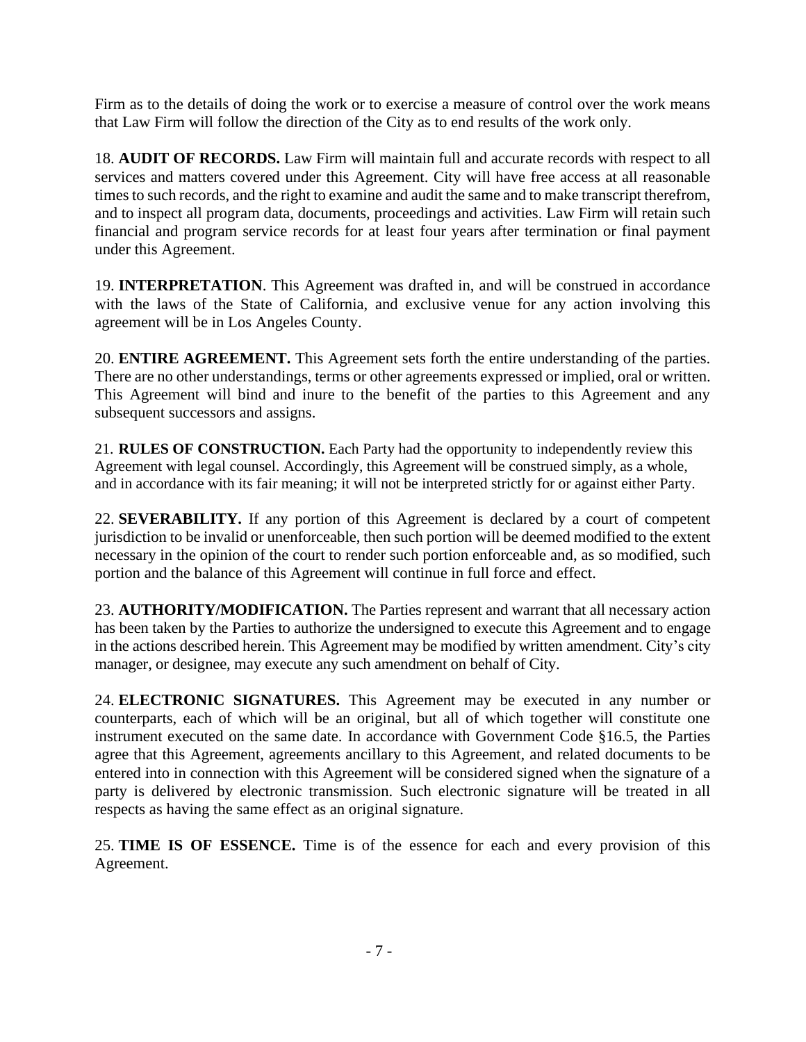Firm as to the details of doing the work or to exercise a measure of control over the work means that Law Firm will follow the direction of the City as to end results of the work only.

18. **AUDIT OF RECORDS.** Law Firm will maintain full and accurate records with respect to all services and matters covered under this Agreement. City will have free access at all reasonable times to such records, and the right to examine and audit the same and to make transcript therefrom, and to inspect all program data, documents, proceedings and activities. Law Firm will retain such financial and program service records for at least four years after termination or final payment under this Agreement.

19. **INTERPRETATION**. This Agreement was drafted in, and will be construed in accordance with the laws of the State of California, and exclusive venue for any action involving this agreement will be in Los Angeles County.

20. **ENTIRE AGREEMENT.** This Agreement sets forth the entire understanding of the parties. There are no other understandings, terms or other agreements expressed or implied, oral or written. This Agreement will bind and inure to the benefit of the parties to this Agreement and any subsequent successors and assigns.

21. **RULES OF CONSTRUCTION.** Each Party had the opportunity to independently review this Agreement with legal counsel. Accordingly, this Agreement will be construed simply, as a whole, and in accordance with its fair meaning; it will not be interpreted strictly for or against either Party.

22. **SEVERABILITY.** If any portion of this Agreement is declared by a court of competent jurisdiction to be invalid or unenforceable, then such portion will be deemed modified to the extent necessary in the opinion of the court to render such portion enforceable and, as so modified, such portion and the balance of this Agreement will continue in full force and effect.

23. **AUTHORITY/MODIFICATION.** The Parties represent and warrant that all necessary action has been taken by the Parties to authorize the undersigned to execute this Agreement and to engage in the actions described herein. This Agreement may be modified by written amendment. City's city manager, or designee, may execute any such amendment on behalf of City.

24. **ELECTRONIC SIGNATURES.** This Agreement may be executed in any number or counterparts, each of which will be an original, but all of which together will constitute one instrument executed on the same date. In accordance with Government Code §16.5, the Parties agree that this Agreement, agreements ancillary to this Agreement, and related documents to be entered into in connection with this Agreement will be considered signed when the signature of a party is delivered by electronic transmission. Such electronic signature will be treated in all respects as having the same effect as an original signature.

25. **TIME IS OF ESSENCE.** Time is of the essence for each and every provision of this Agreement.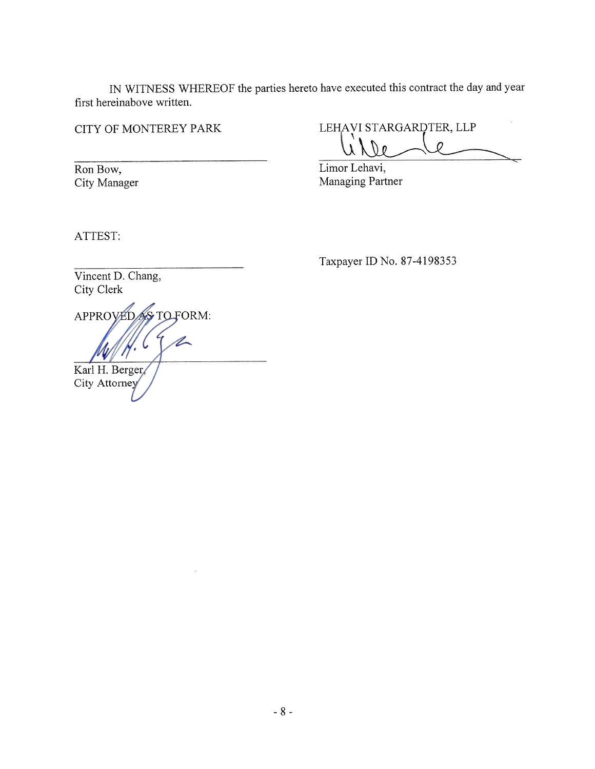IN WITNESS WHEREOF the parties hereto have executed this contract the day and year first hereinabove written.

CITY OF MONTEREY PARK

\_\_\_\_\_\_\_\_\_\_\_\_\_\_\_\_\_\_\_\_\_\_\_\_\_\_\_\_\_\_

Ron Bow,
City Manager

LEHAVI STARGARDTER, LLP

\_\_\_\_\_\_\_\_\_\_\_\_\_\_\_\_\_\_\_\_\_\_\_\_\_\_\_\_\_\_

Limor Lehavi,
Managing Partner

ATTEST:

\_\_\_\_\_\_\_\_\_\_\_\_\_\_\_\_\_\_\_\_\_\_\_\_\_\_\_\_\_\_

Vincent D. Chang,
City Clerk

Taxpayer ID No. 87-4198353

APPROVED AS TO FORM:

\_\_\_\_\_\_\_\_\_\_\_\_\_\_\_\_\_\_\_\_\_\_\_\_\_\_\_\_\_\_

Karl H. Berger,
City Attorney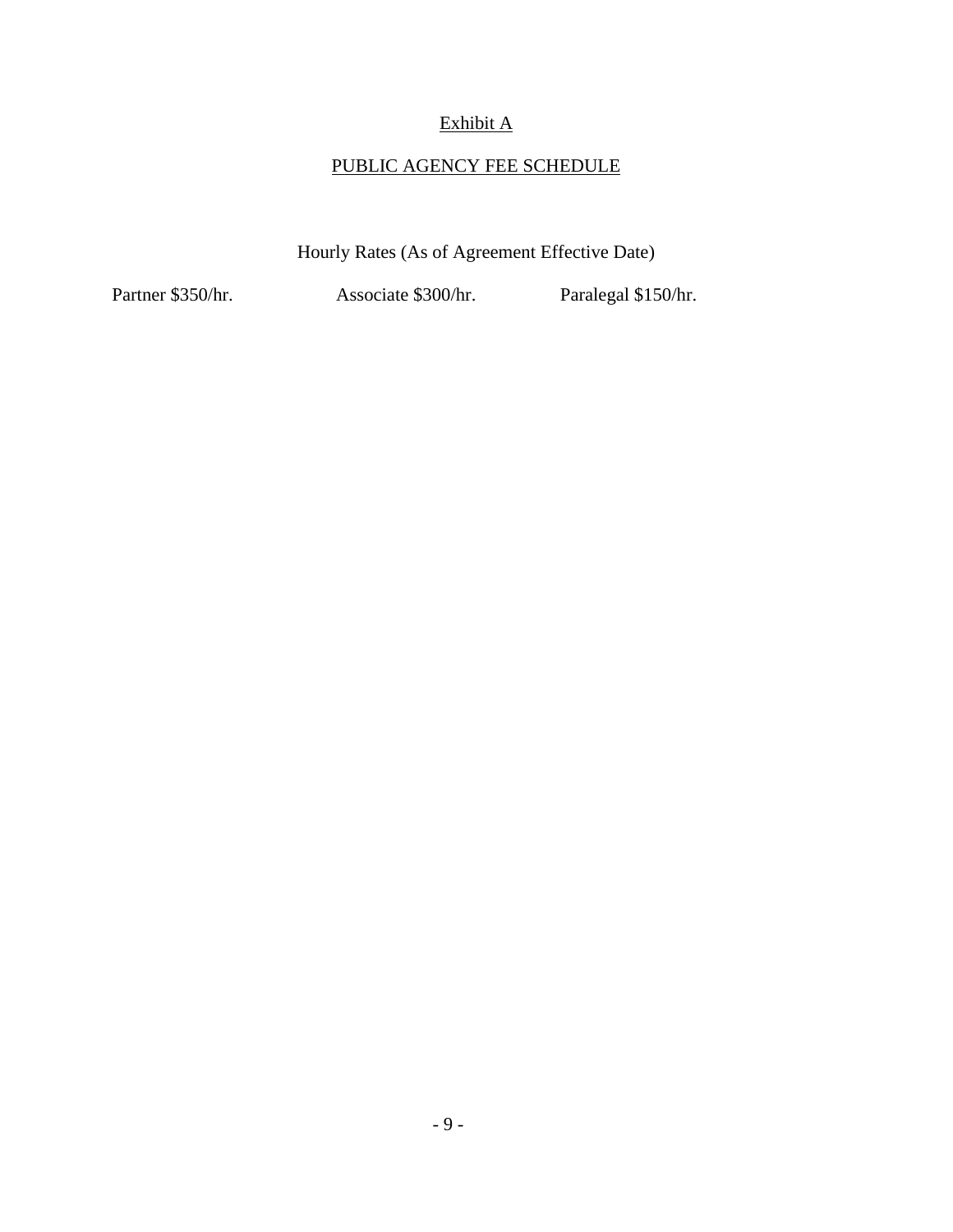# Exhibit A

## PUBLIC AGENCY FEE SCHEDULE

Hourly Rates (As of Agreement Effective Date)

Partner $350/hr. Associate $300/hr. Paralegal $150/hr.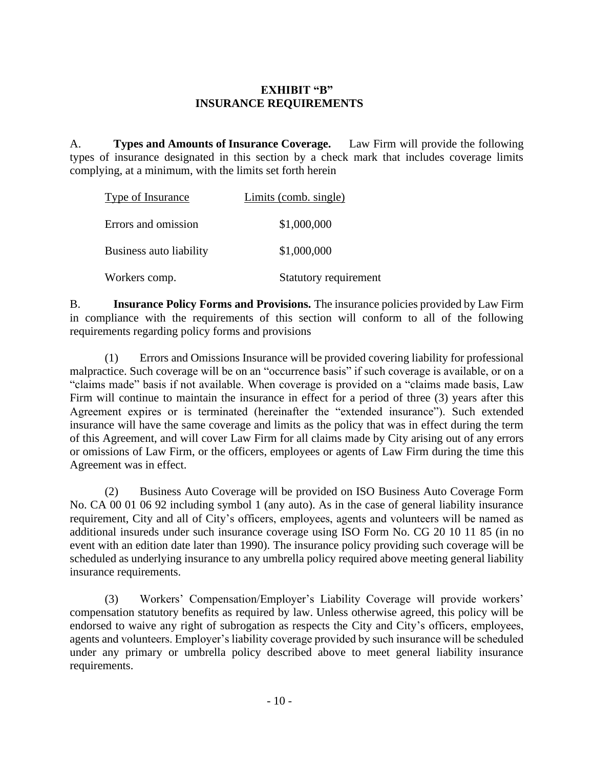# EXHIBIT "B"
## INSURANCE REQUIREMENTS

A. **Types and Amounts of Insurance Coverage.** Law Firm will provide the following types of insurance designated in this section by a check mark that includes coverage limits complying, at a minimum, with the limits set forth herein

| Type of Insurance | Limits (comb. single) |
|---|---|
| Errors and omission | \$1,000,000 |
| Business auto liability | \$1,000,000 |
| Workers comp. | Statutory requirement |

B. **Insurance Policy Forms and Provisions.** The insurance policies provided by Law Firm in compliance with the requirements of this section will conform to all of the following requirements regarding policy forms and provisions

(1) Errors and Omissions Insurance will be provided covering liability for professional malpractice. Such coverage will be on an "occurrence basis" if such coverage is available, or on a "claims made" basis if not available. When coverage is provided on a "claims made basis, Law Firm will continue to maintain the insurance in effect for a period of three (3) years after this Agreement expires or is terminated (hereinafter the "extended insurance"). Such extended insurance will have the same coverage and limits as the policy that was in effect during the term of this Agreement, and will cover Law Firm for all claims made by City arising out of any errors or omissions of Law Firm, or the officers, employees or agents of Law Firm during the time this Agreement was in effect.

(2) Business Auto Coverage will be provided on ISO Business Auto Coverage Form No. CA 00 01 06 92 including symbol 1 (any auto). As in the case of general liability insurance requirement, City and all of City's officers, employees, agents and volunteers will be named as additional insureds under such insurance coverage using ISO Form No. CG 20 10 11 85 (in no event with an edition date later than 1990). The insurance policy providing such coverage will be scheduled as underlying insurance to any umbrella policy required above meeting general liability insurance requirements.

(3) Workers' Compensation/Employer's Liability Coverage will provide workers' compensation statutory benefits as required by law. Unless otherwise agreed, this policy will be endorsed to waive any right of subrogation as respects the City and City's officers, employees, agents and volunteers. Employer's liability coverage provided by such insurance will be scheduled under any primary or umbrella policy described above to meet general liability insurance requirements.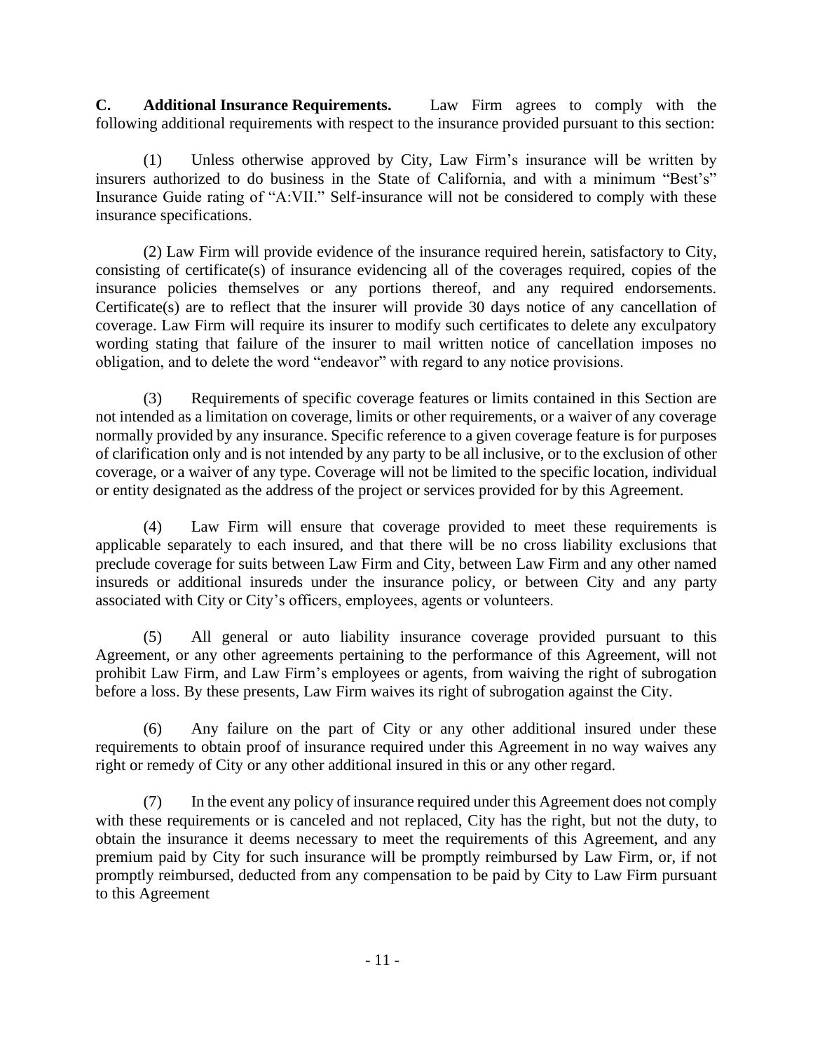**C. Additional Insurance Requirements.** Law Firm agrees to comply with the following additional requirements with respect to the insurance provided pursuant to this section:

(1) Unless otherwise approved by City, Law Firm's insurance will be written by insurers authorized to do business in the State of California, and with a minimum "Best's" Insurance Guide rating of "A:VII." Self-insurance will not be considered to comply with these insurance specifications.

(2) Law Firm will provide evidence of the insurance required herein, satisfactory to City, consisting of certificate(s) of insurance evidencing all of the coverages required, copies of the insurance policies themselves or any portions thereof, and any required endorsements. Certificate(s) are to reflect that the insurer will provide 30 days notice of any cancellation of coverage. Law Firm will require its insurer to modify such certificates to delete any exculpatory wording stating that failure of the insurer to mail written notice of cancellation imposes no obligation, and to delete the word "endeavor" with regard to any notice provisions.

(3) Requirements of specific coverage features or limits contained in this Section are not intended as a limitation on coverage, limits or other requirements, or a waiver of any coverage normally provided by any insurance. Specific reference to a given coverage feature is for purposes of clarification only and is not intended by any party to be all inclusive, or to the exclusion of other coverage, or a waiver of any type. Coverage will not be limited to the specific location, individual or entity designated as the address of the project or services provided for by this Agreement.

(4) Law Firm will ensure that coverage provided to meet these requirements is applicable separately to each insured, and that there will be no cross liability exclusions that preclude coverage for suits between Law Firm and City, between Law Firm and any other named insureds or additional insureds under the insurance policy, or between City and any party associated with City or City's officers, employees, agents or volunteers.

(5) All general or auto liability insurance coverage provided pursuant to this Agreement, or any other agreements pertaining to the performance of this Agreement, will not prohibit Law Firm, and Law Firm's employees or agents, from waiving the right of subrogation before a loss. By these presents, Law Firm waives its right of subrogation against the City.

(6) Any failure on the part of City or any other additional insured under these requirements to obtain proof of insurance required under this Agreement in no way waives any right or remedy of City or any other additional insured in this or any other regard.

(7) In the event any policy of insurance required under this Agreement does not comply with these requirements or is canceled and not replaced, City has the right, but not the duty, to obtain the insurance it deems necessary to meet the requirements of this Agreement, and any premium paid by City for such insurance will be promptly reimbursed by Law Firm, or, if not promptly reimbursed, deducted from any compensation to be paid by City to Law Firm pursuant to this Agreement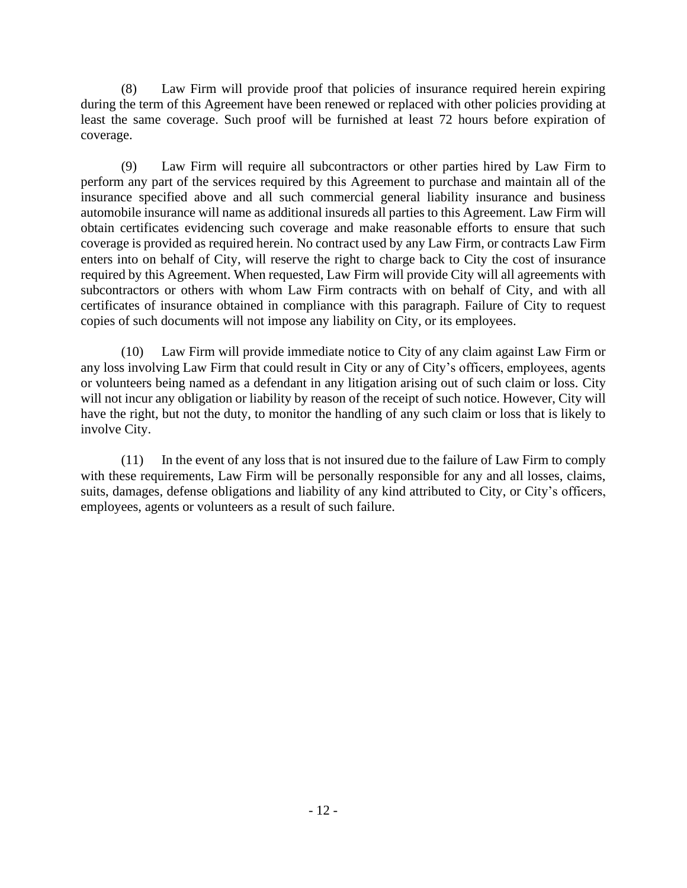(8) Law Firm will provide proof that policies of insurance required herein expiring during the term of this Agreement have been renewed or replaced with other policies providing at least the same coverage. Such proof will be furnished at least 72 hours before expiration of coverage.

(9) Law Firm will require all subcontractors or other parties hired by Law Firm to perform any part of the services required by this Agreement to purchase and maintain all of the insurance specified above and all such commercial general liability insurance and business automobile insurance will name as additional insureds all parties to this Agreement. Law Firm will obtain certificates evidencing such coverage and make reasonable efforts to ensure that such coverage is provided as required herein. No contract used by any Law Firm, or contracts Law Firm enters into on behalf of City, will reserve the right to charge back to City the cost of insurance required by this Agreement. When requested, Law Firm will provide City will all agreements with subcontractors or others with whom Law Firm contracts with on behalf of City, and with all certificates of insurance obtained in compliance with this paragraph. Failure of City to request copies of such documents will not impose any liability on City, or its employees.

(10) Law Firm will provide immediate notice to City of any claim against Law Firm or any loss involving Law Firm that could result in City or any of City's officers, employees, agents or volunteers being named as a defendant in any litigation arising out of such claim or loss. City will not incur any obligation or liability by reason of the receipt of such notice. However, City will have the right, but not the duty, to monitor the handling of any such claim or loss that is likely to involve City.

(11) In the event of any loss that is not insured due to the failure of Law Firm to comply with these requirements, Law Firm will be personally responsible for any and all losses, claims, suits, damages, defense obligations and liability of any kind attributed to City, or City's officers, employees, agents or volunteers as a result of such failure.